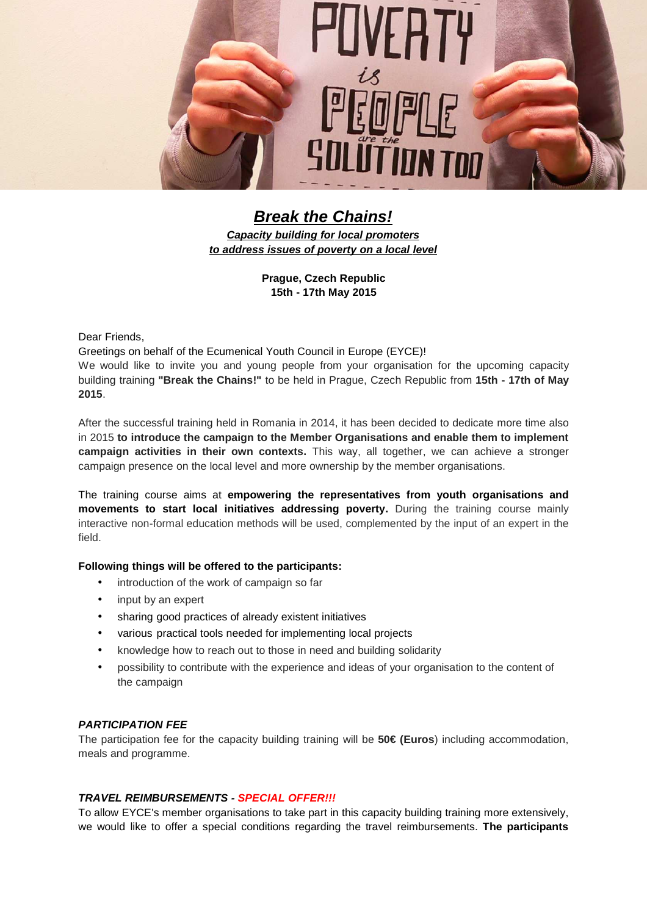# ***Break the Chains!***

***Capacity building for local promoters to address issues of poverty on a local level***

**Prague, Czech Republic**
**15th - 17th May 2015**

Dear Friends,

Greetings on behalf of the Ecumenical Youth Council in Europe (EYCE)!

We would like to invite you and young people from your organisation for the upcoming capacity building training **"Break the Chains!"** to be held in Prague, Czech Republic from **15th - 17th of May 2015**.

After the successful training held in Romania in 2014, it has been decided to dedicate more time also in 2015 **to introduce the campaign to the Member Organisations and enable them to implement campaign activities in their own contexts.** This way, all together, we can achieve a stronger campaign presence on the local level and more ownership by the member organisations.

The training course aims at **empowering the representatives from youth organisations and movements to start local initiatives addressing poverty.** During the training course mainly interactive non-formal education methods will be used, complemented by the input of an expert in the field.

**Following things will be offered to the participants:**

- introduction of the work of campaign so far
- input by an expert
- sharing good practices of already existent initiatives
- various practical tools needed for implementing local projects
- knowledge how to reach out to those in need and building solidarity
- possibility to contribute with the experience and ideas of your organisation to the content of the campaign

***PARTICIPATION FEE***

The participation fee for the capacity building training will be **50€ (Euros**) including accommodation, meals and programme.

***TRAVEL REIMBURSEMENTS - SPECIAL OFFER!!!***

To allow EYCE's member organisations to take part in this capacity building training more extensively, we would like to offer a special conditions regarding the travel reimbursements. **The participants**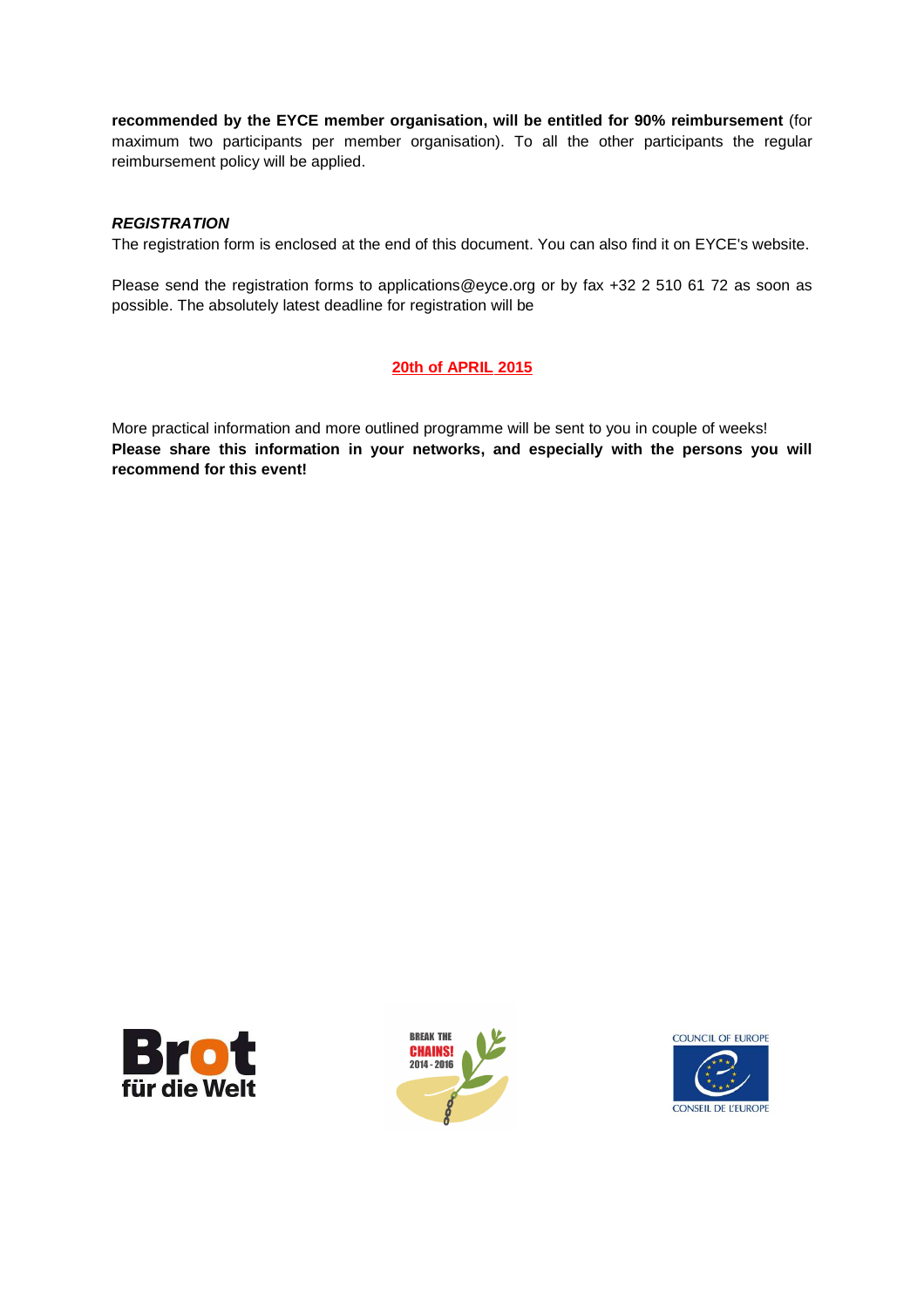**recommended by the EYCE member organisation, will be entitled for 90% reimbursement** (for maximum two participants per member organisation). To all the other participants the regular reimbursement policy will be applied.

***REGISTRATION***

The registration form is enclosed at the end of this document. You can also find it on EYCE's website.

Please send the registration forms to applications@eyce.org or by fax +32 2 510 61 72 as soon as possible. The absolutely latest deadline for registration will be

**20th of APRIL 2015**

More practical information and more outlined programme will be sent to you in couple of weeks!

**Please share this information in your networks, and especially with the persons you will recommend for this event!**